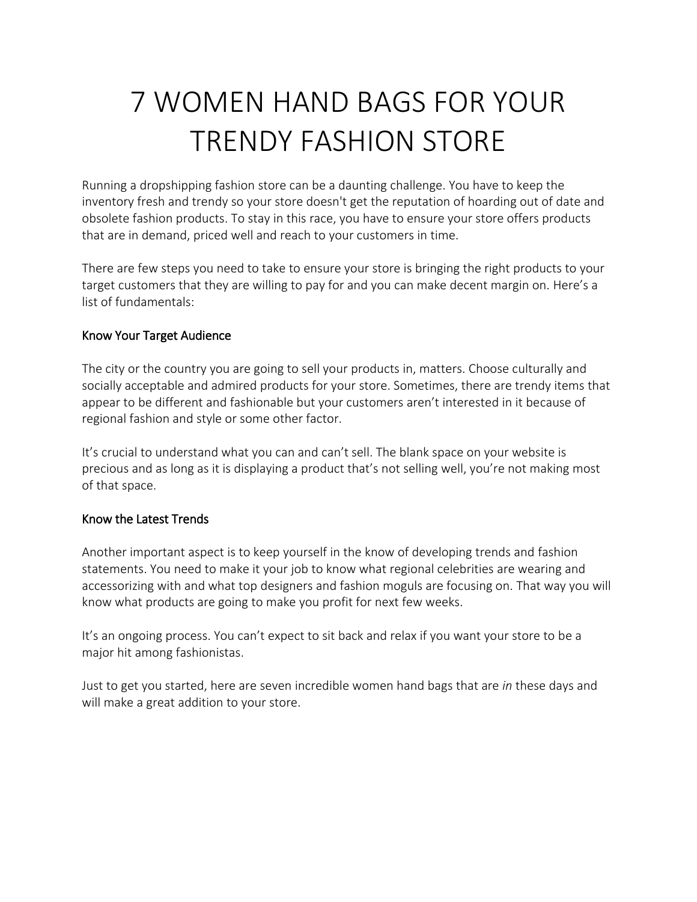# 7 WOMEN HAND BAGS FOR YOUR TRENDY FASHION STORE

Running a dropshipping fashion store can be a daunting challenge. You have to keep the inventory fresh and trendy so your store doesn't get the reputation of hoarding out of date and obsolete fashion products. To stay in this race, you have to ensure your store offers products that are in demand, priced well and reach to your customers in time.

There are few steps you need to take to ensure your store is bringing the right products to your target customers that they are willing to pay for and you can make decent margin on. Here's a list of fundamentals:

## Know Your Target Audience

The city or the country you are going to sell your products in, matters. Choose culturally and socially acceptable and admired products for your store. Sometimes, there are trendy items that appear to be different and fashionable but your customers aren't interested in it because of regional fashion and style or some other factor.

It's crucial to understand what you can and can't sell. The blank space on your website is precious and as long as it is displaying a product that's not selling well, you're not making most of that space.

## Know the Latest Trends

Another important aspect is to keep yourself in the know of developing trends and fashion statements. You need to make it your job to know what regional celebrities are wearing and accessorizing with and what top designers and fashion moguls are focusing on. That way you will know what products are going to make you profit for next few weeks.

It's an ongoing process. You can't expect to sit back and relax if you want your store to be a major hit among fashionistas.

Just to get you started, here are seven incredible women hand bags that are *in* these days and will make a great addition to your store.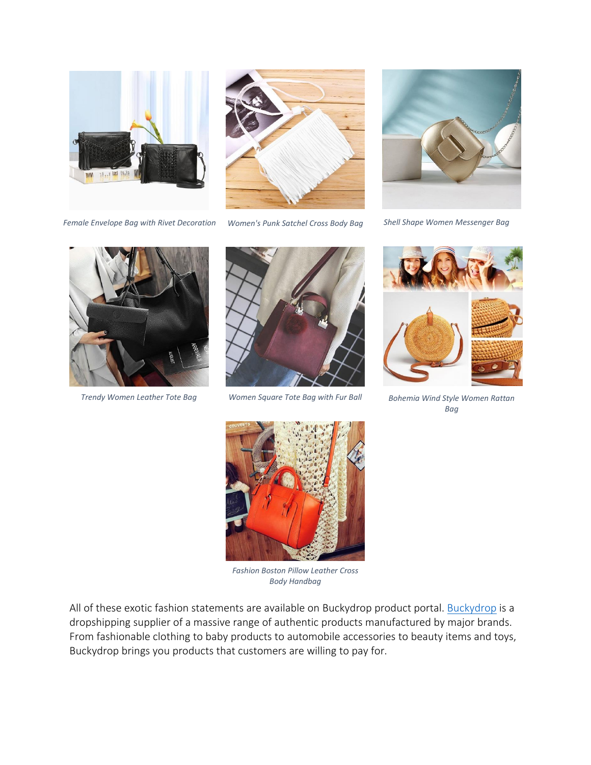*Female Envelope Bag with Rivet Decoration*

*Women's Punk Satchel Cross Body Bag*

*Shell Shape Women Messenger Bag*

*Trendy Women Leather Tote Bag*

*Women Square Tote Bag with Fur Ball*

*Bohemia Wind Style Women Rattan Bag*

*Fashion Boston Pillow Leather Cross Body Handbag*

All of these exotic fashion statements are available on Buckydrop product portal. [Buckydrop] is a dropshipping supplier of a massive range of authentic products manufactured by major brands. From fashionable clothing to baby products to automobile accessories to beauty items and toys, Buckydrop brings you products that customers are willing to pay for.